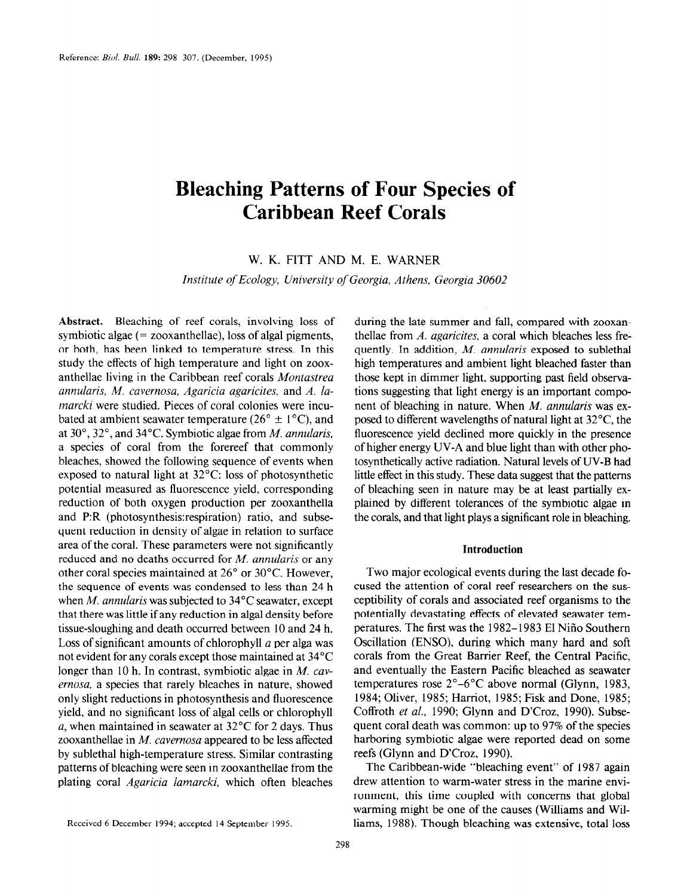Reference: *Biol. Bull.* 189: 298–307. (December, 1995)

# Bleaching Patterns of Four Species of Caribbean Reef Corals

W. K. FITT AND M. E. WARNER

*Institute of Ecology, University of Georgia, Athens, Georgia 30602*

**Abstract.** Bleaching of reef corals, involving loss of symbiotic algae (= zooxanthellae), loss of algal pigments, or both, has been linked to temperature stress. In this study the effects of high temperature and light on zooxanthellae living in the Caribbean reef corals *Montastrea annularis, M. cavernosa, Agaricia agaricites,* and *A. lamarcki* were studied. Pieces of coral colonies were incubated at ambient seawater temperature (26° ± 1°C), and at 30°, 32°, and 34°C. Symbiotic algae from *M. annularis,* a species of coral from the forereef that commonly bleaches, showed the following sequence of events when exposed to natural light at 32°C: loss of photosynthetic potential measured as fluorescence yield, corresponding reduction of both oxygen production per zooxanthella and P:R (photosynthesis:respiration) ratio, and subsequent reduction in density of algae in relation to surface area of the coral. These parameters were not significantly reduced and no deaths occurred for *M. annularis* or any other coral species maintained at 26° or 30°C. However, the sequence of events was condensed to less than 24 h when *M. annularis* was subjected to 34°C seawater, except that there was little if any reduction in algal density before tissue-sloughing and death occurred between 10 and 24 h. Loss of significant amounts of chlorophyll *a* per alga was not evident for any corals except those maintained at 34°C longer than 10 h. In contrast, symbiotic algae in *M. cavernosa,* a species that rarely bleaches in nature, showed only slight reductions in photosynthesis and fluorescence yield, and no significant loss of algal cells or chlorophyll *a,* when maintained in seawater at 32°C for 2 days. Thus zooxanthellae in *M. cavernosa* appeared to be less affected by sublethal high-temperature stress. Similar contrasting patterns of bleaching were seen in zooxanthellae from the plating coral *Agaricia lamarcki,* which often bleaches during the late summer and fall, compared with zooxanthellae from *A. agaricites,* a coral which bleaches less frequently. In addition, *M. annularis* exposed to sublethal high temperatures and ambient light bleached faster than those kept in dimmer light, supporting past field observations suggesting that light energy is an important component of bleaching in nature. When *M. annularis* was exposed to different wavelengths of natural light at 32°C, the fluorescence yield declined more quickly in the presence of higher energy UV-A and blue light than with other photosynthetically active radiation. Natural levels of UV-B had little effect in this study. These data suggest that the patterns of bleaching seen in nature may be at least partially explained by different tolerances of the symbiotic algae in the corals, and that light plays a significant role in bleaching.

Received 6 December 1994; accepted 14 September 1995.

## Introduction

Two major ecological events during the last decade focused the attention of coral reef researchers on the susceptibility of corals and associated reef organisms to the potentially devastating effects of elevated seawater temperatures. The first was the 1982–1983 El Niño Southern Oscillation (ENSO), during which many hard and soft corals from the Great Barrier Reef, the Central Pacific, and eventually the Eastern Pacific bleached as seawater temperatures rose 2°–6°C above normal (Glynn, 1983, 1984; Oliver, 1985; Harriot, 1985; Fisk and Done, 1985; Coffroth *et al.,* 1990; Glynn and D'Croz, 1990). Subsequent coral death was common: up to 97% of the species harboring symbiotic algae were reported dead on some reefs (Glynn and D'Croz, 1990).

The Caribbean-wide "bleaching event" of 1987 again drew attention to warm-water stress in the marine environment, this time coupled with concerns that global warming might be one of the causes (Williams and Williams, 1988). Though bleaching was extensive, total loss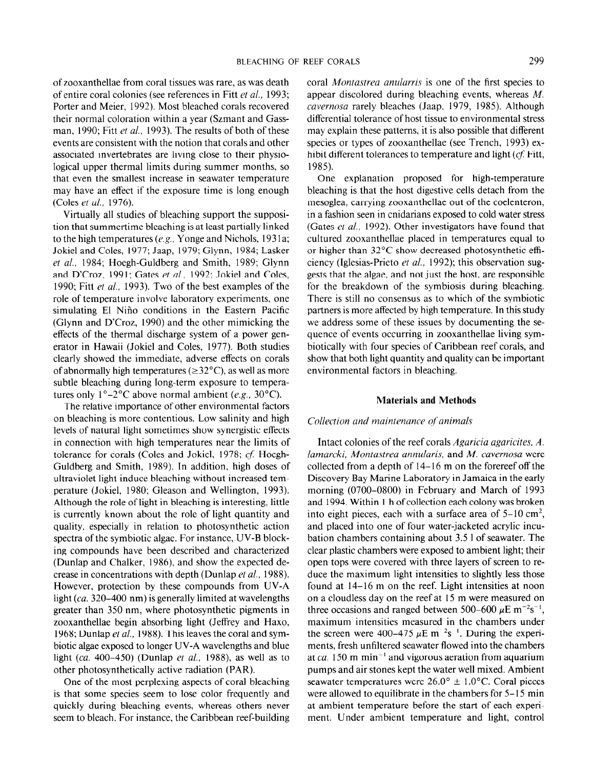of zooxanthellae from coral tissues was rare, as was death of entire coral colonies (see references in Fitt *et al.*, 1993; Porter and Meier, 1992). Most bleached corals recovered their normal coloration within a year (Szmant and Gassman, 1990; Fitt *et al.*, 1993). The results of both of these events are consistent with the notion that corals and other associated invertebrates are living close to their physiological upper thermal limits during summer months, so that even the smallest increase in seawater temperature may have an effect if the exposure time is long enough (Coles *et al.*, 1976).

Virtually all studies of bleaching support the supposition that summertime bleaching is at least partially linked to the high temperatures (*e.g.*, Yonge and Nichols, 1931a; Jokiel and Coles, 1977; Jaap, 1979; Glynn, 1984; Lasker *et al.*, 1984; Hoegh-Guldberg and Smith, 1989; Glynn and D'Croz, 1991; Gates *et al.*, 1992; Jokiel and Coles, 1990; Fitt *et al.*, 1993). Two of the best examples of the role of temperature involve laboratory experiments, one simulating El Niño conditions in the Eastern Pacific (Glynn and D'Croz, 1990) and the other mimicking the effects of the thermal discharge system of a power generator in Hawaii (Jokiel and Coles, 1977). Both studies clearly showed the immediate, adverse effects on corals of abnormally high temperatures (≥32°C), as well as more subtle bleaching during long-term exposure to temperatures only 1°–2°C above normal ambient (*e.g.*, 30°C).

The relative importance of other environmental factors on bleaching is more contentious. Low salinity and high levels of natural light sometimes show synergistic effects in connection with high temperatures near the limits of tolerance for corals (Coles and Jokiel, 1978; *cf.* Hoegh-Guldberg and Smith, 1989). In addition, high doses of ultraviolet light induce bleaching without increased temperature (Jokiel, 1980; Gleason and Wellington, 1993). Although the role of light in bleaching is interesting, little is currently known about the role of light quantity and quality, especially in relation to photosynthetic action spectra of the symbiotic algae. For instance, UV-B blocking compounds have been described and characterized (Dunlap and Chalker, 1986), and show the expected decrease in concentrations with depth (Dunlap *et al.*, 1988). However, protection by these compounds from UV-A light (*ca.* 320–400 nm) is generally limited at wavelengths greater than 350 nm, where photosynthetic pigments in zooxanthellae begin absorbing light (Jeffrey and Haxo, 1968; Dunlap *et al.*, 1988). This leaves the coral and symbiotic algae exposed to longer UV-A wavelengths and blue light (*ca.* 400–450) (Dunlap *et al.*, 1988), as well as to other photosynthetically active radiation (PAR).

One of the most perplexing aspects of coral bleaching is that some species seem to lose color frequently and quickly during bleaching events, whereas others never seem to bleach. For instance, the Caribbean reef-building coral *Montastrea anularris* is one of the first species to appear discolored during bleaching events, whereas *M. cavernosa* rarely bleaches (Jaap, 1979, 1985). Although differential tolerance of host tissue to environmental stress may explain these patterns, it is also possible that different species or types of zooxanthellae (see Trench, 1993) exhibit different tolerances to temperature and light (*cf.* Fitt, 1985).

One explanation proposed for high-temperature bleaching is that the host digestive cells detach from the mesoglea, carrying zooxanthellae out of the coelenteron, in a fashion seen in cnidarians exposed to cold water stress (Gates *et al.*, 1992). Other investigators have found that cultured zooxanthellae placed in temperatures equal to or higher than 32°C show decreased photosynthetic efficiency (Iglesias-Prieto *et al.*, 1992); this observation suggests that the algae, and not just the host, are responsible for the breakdown of the symbiosis during bleaching. There is still no consensus as to which of the symbiotic partners is more affected by high temperature. In this study we address some of these issues by documenting the sequence of events occurring in zooxanthellae living symbiotically with four species of Caribbean reef corals, and show that both light quantity and quality can be important environmental factors in bleaching.

## Materials and Methods

### *Collection and maintenance of animals*

Intact colonies of the reef corals *Agaricia agaricites*, *A. lamarcki*, *Montastrea annularis*, and *M. cavernosa* were collected from a depth of 14–16 m on the forereef off the Discovery Bay Marine Laboratory in Jamaica in the early morning (0700–0800) in February and March of 1993 and 1994. Within 1 h of collection each colony was broken into eight pieces, each with a surface area of 5–10 $cm^2$, and placed into one of four water-jacketed acrylic incubation chambers containing about 3.5 l of seawater. The clear plastic chambers were exposed to ambient light; their open tops were covered with three layers of screen to reduce the maximum light intensities to slightly less those found at 14–16 m on the reef. Light intensities at noon on a cloudless day on the reef at 15 m were measured on three occasions and ranged between 500–600 $\mu E\ m^{-2}s^{-1}$, maximum intensities measured in the chambers under the screen were 400–475 $\mu E\ m^{-2}s^{-1}$. During the experiments, fresh unfiltered seawater flowed into the chambers at *ca.* 150 m $min^{-1}$ and vigorous aeration from aquarium pumps and air stones kept the water well mixed. Ambient seawater temperatures were 26.0° ± 1.0°C. Coral pieces were allowed to equilibrate in the chambers for 5–15 min at ambient temperature before the start of each experiment. Under ambient temperature and light, control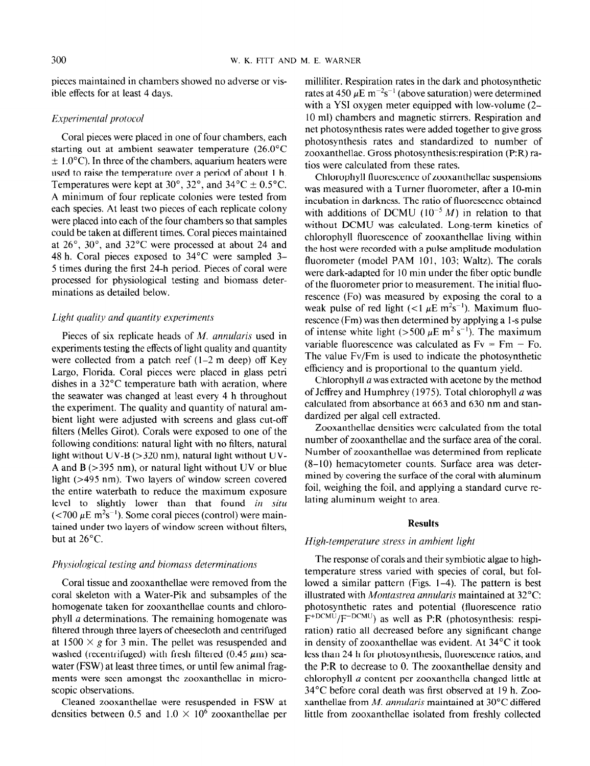pieces maintained in chambers showed no adverse or visible effects for at least 4 days.

### *Experimental protocol*

Coral pieces were placed in one of four chambers, each starting out at ambient seawater temperature (26.0°C ± 1.0°C). In three of the chambers, aquarium heaters were used to raise the temperature over a period of about 1 h. Temperatures were kept at 30°, 32°, and 34°C ± 0.5°C. A minimum of four replicate colonies were tested from each species. At least two pieces of each replicate colony were placed into each of the four chambers so that samples could be taken at different times. Coral pieces maintained at 26°, 30°, and 32°C were processed at about 24 and 48 h. Coral pieces exposed to 34°C were sampled 3–5 times during the first 24-h period. Pieces of coral were processed for physiological testing and biomass determinations as detailed below.

### *Light quality and quantity experiments*

Pieces of six replicate heads of *M. annularis* used in experiments testing the effects of light quality and quantity were collected from a patch reef (1–2 m deep) off Key Largo, Florida. Coral pieces were placed in glass petri dishes in a 32°C temperature bath with aeration, where the seawater was changed at least every 4 h throughout the experiment. The quality and quantity of natural ambient light were adjusted with screens and glass cut-off filters (Melles Girot). Corals were exposed to one of the following conditions: natural light with no filters, natural light without UV-B (>320 nm), natural light without UV-A and B (>395 nm), or natural light without UV or blue light (>495 nm). Two layers of window screen covered the entire waterbath to reduce the maximum exposure level to slightly lower than that found *in situ* (<700 $\mu$E $m^2 s^{-1}$). Some coral pieces (control) were maintained under two layers of window screen without filters, but at 26°C.

### *Physiological testing and biomass determinations*

Coral tissue and zooxanthellae were removed from the coral skeleton with a Water-Pik and subsamples of the homogenate taken for zooxanthellae counts and chlorophyll *a* determinations. The remaining homogenate was filtered through three layers of cheesecloth and centrifuged at 1500 × *g* for 3 min. The pellet was resuspended and washed (recentrifuged) with fresh filtered (0.45 $\mu$m) seawater (FSW) at least three times, or until few animal fragments were seen amongst the zooxanthellae in microscopic observations.

Cleaned zooxanthellae were resuspended in FSW at densities between 0.5 and 1.0 × $10^6$ zooxanthellae per milliliter. Respiration rates in the dark and photosynthetic rates at 450 $\mu$E $m^{-2}s^{-1}$ (above saturation) were determined with a YSI oxygen meter equipped with low-volume (2–10 ml) chambers and magnetic stirrers. Respiration and net photosynthesis rates were added together to give gross photosynthesis rates and standardized to number of zooxanthellae. Gross photosynthesis:respiration (P:R) ratios were calculated from these rates.

Chlorophyll fluorescence of zooxanthellae suspensions was measured with a Turner fluorometer, after a 10-min incubation in darkness. The ratio of fluorescence obtained with additions of DCMU ($10^{-5}$ *M*) in relation to that without DCMU was calculated. Long-term kinetics of chlorophyll fluorescence of zooxanthellae living within the host were recorded with a pulse amplitude modulation fluorometer (model PAM 101, 103; Waltz). The corals were dark-adapted for 10 min under the fiber optic bundle of the fluorometer prior to measurement. The initial fluorescence (Fo) was measured by exposing the coral to a weak pulse of red light (<1 $\mu$E $m^2s^{-1}$). Maximum fluorescence (Fm) was then determined by applying a 1-s pulse of intense white light (>500 $\mu$E $m^2$ $s^{-1}$). The maximum variable fluorescence was calculated as Fv = Fm − Fo. The value Fv/Fm is used to indicate the photosynthetic efficiency and is proportional to the quantum yield.

Chlorophyll *a* was extracted with acetone by the method of Jeffrey and Humphrey (1975). Total chlorophyll *a* was calculated from absorbance at 663 and 630 nm and standardized per algal cell extracted.

Zooxanthellae densities were calculated from the total number of zooxanthellae and the surface area of the coral. Number of zooxanthellae was determined from replicate (8–10) hemacytometer counts. Surface area was determined by covering the surface of the coral with aluminum foil, weighing the foil, and applying a standard curve relating aluminum weight to area.

## Results

### *High-temperature stress in ambient light*

The response of corals and their symbiotic algae to high-temperature stress varied with species of coral, but followed a similar pattern (Figs. 1–4). The pattern is best illustrated with *Montastrea annularis* maintained at 32°C: photosynthetic rates and potential (fluorescence ratio $F^{+DCMU}/F^{-DCMU}$) as well as P:R (photosynthesis: respiration) ratio all decreased before any significant change in density of zooxanthellae was evident. At 34°C it took less than 24 h for photosynthesis, fluorescence ratios, and the P:R to decrease to 0. The zooxanthellae density and chlorophyll *a* content per zooxanthella changed little at 34°C before coral death was first observed at 19 h. Zooxanthellae from *M. annularis* maintained at 30°C differed little from zooxanthellae isolated from freshly collected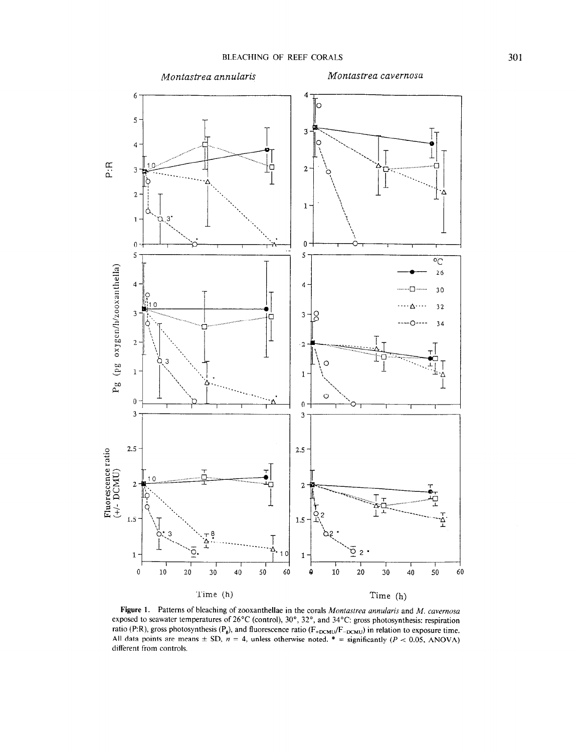Figure 1. Patterns of bleaching of zooxanthellae in the corals *Montastrea annularis* and *M. cavernosa* exposed to seawater temperatures of 26°C (control), 30°, 32°, and 34°C: gross photosynthesis: respiration ratio (P:R), gross photosynthesis ($P_g$), and fluorescence ratio ($F_{+DCMU}/F_{-DCMU}$) in relation to exposure time. All data points are means ± SD, $n = 4$, unless otherwise noted. * = significantly ($P < 0.05$, ANOVA) different from controls.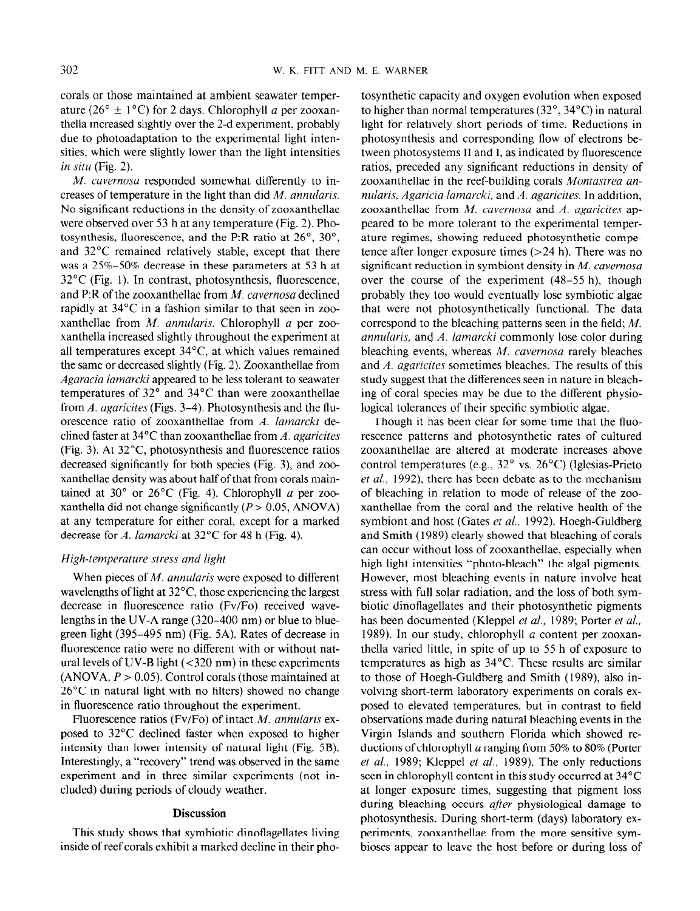corals or those maintained at ambient seawater temperature (26° ± 1°C) for 2 days. Chlorophyll *a* per zooxanthella increased slightly over the 2-d experiment, probably due to photoadaptation to the experimental light intensities, which were slightly lower than the light intensities *in situ* (Fig. 2).

*M. cavernosa* responded somewhat differently to increases of temperature in the light than did *M. annularis*. No significant reductions in the density of zooxanthellae were observed over 53 h at any temperature (Fig. 2). Photosynthesis, fluorescence, and the P:R ratio at 26°, 30°, and 32°C remained relatively stable, except that there was a 25%–50% decrease in these parameters at 53 h at 32°C (Fig. 1). In contrast, photosynthesis, fluorescence, and P:R of the zooxanthellae from *M. cavernosa* declined rapidly at 34°C in a fashion similar to that seen in zooxanthellae from *M. annularis*. Chlorophyll *a* per zooxanthella increased slightly throughout the experiment at all temperatures except 34°C, at which values remained the same or decreased slightly (Fig. 2). Zooxanthellae from *Agaracia lamarcki* appeared to be less tolerant to seawater temperatures of 32° and 34°C than were zooxanthellae from *A. agaricites* (Figs. 3–4). Photosynthesis and the fluorescence ratio of zooxanthellae from *A. lamarcki* declined faster at 34°C than zooxanthellae from *A. agaricites* (Fig. 3). At 32°C, photosynthesis and fluorescence ratios decreased significantly for both species (Fig. 3), and zooxanthellae density was about half of that from corals maintained at 30° or 26°C (Fig. 4). Chlorophyll *a* per zooxanthella did not change significantly ($P > 0.05$, ANOVA) at any temperature for either coral, except for a marked decrease for *A. lamarcki* at 32°C for 48 h (Fig. 4).

### *High-temperature stress and light*

When pieces of *M. annularis* were exposed to different wavelengths of light at 32°C, those experiencing the largest decrease in fluorescence ratio (Fv/Fo) received wavelengths in the UV-A range (320–400 nm) or blue to blue-green light (395–495 nm) (Fig. 5A). Rates of decrease in fluorescence ratio were no different with or without natural levels of UV-B light (<320 nm) in these experiments (ANOVA, $P > 0.05$). Control corals (those maintained at 26°C in natural light with no filters) showed no change in fluorescence ratio throughout the experiment.

Fluorescence ratios (Fv/Fo) of intact *M. annularis* exposed to 32°C declined faster when exposed to higher intensity than lower intensity of natural light (Fig. 5B). Interestingly, a "recovery" trend was observed in the same experiment and in three similar experiments (not included) during periods of cloudy weather.

## Discussion

This study shows that symbiotic dinoflagellates living inside of reef corals exhibit a marked decline in their photosynthetic capacity and oxygen evolution when exposed to higher than normal temperatures (32°, 34°C) in natural light for relatively short periods of time. Reductions in photosynthesis and corresponding flow of electrons between photosystems II and I, as indicated by fluorescence ratios, preceded any significant reductions in density of zooxanthellae in the reef-building corals *Montastrea annularis, Agaricia lamarcki*, and *A. agaricites*. In addition, zooxanthellae from *M. cavernosa* and *A. agaricites* appeared to be more tolerant to the experimental temperature regimes, showing reduced photosynthetic competence after longer exposure times (>24 h). There was no significant reduction in symbiont density in *M. cavernosa* over the course of the experiment (48–55 h), though probably they too would eventually lose symbiotic algae that were not photosynthetically functional. The data correspond to the bleaching patterns seen in the field; *M. annularis*, and *A. lamarcki* commonly lose color during bleaching events, whereas *M. cavernosa* rarely bleaches and *A. agaricites* sometimes bleaches. The results of this study suggest that the differences seen in nature in bleaching of coral species may be due to the different physiological tolerances of their specific symbiotic algae.

Though it has been clear for some time that the fluorescence patterns and photosynthetic rates of cultured zooxanthellae are altered at moderate increases above control temperatures (e.g., 32° vs. 26°C) (Iglesias-Prieto *et al.*, 1992), there has been debate as to the mechanism of bleaching in relation to mode of release of the zooxanthellae from the coral and the relative health of the symbiont and host (Gates *et al.*, 1992). Hoegh-Guldberg and Smith (1989) clearly showed that bleaching of corals can occur without loss of zooxanthellae, especially when high light intensities "photo-bleach" the algal pigments. However, most bleaching events in nature involve heat stress with full solar radiation, and the loss of both symbiotic dinoflagellates and their photosynthetic pigments has been documented (Kleppel *et al.*, 1989; Porter *et al.*, 1989). In our study, chlorophyll *a* content per zooxanthella varied little, in spite of up to 55 h of exposure to temperatures as high as 34°C. These results are similar to those of Hoegh-Guldberg and Smith (1989), also involving short-term laboratory experiments on corals exposed to elevated temperatures, but in contrast to field observations made during natural bleaching events in the Virgin Islands and southern Florida which showed reductions of chlorophyll *a* ranging from 50% to 80% (Porter *et al.*, 1989; Kleppel *et al.*, 1989). The only reductions seen in chlorophyll content in this study occurred at 34°C at longer exposure times, suggesting that pigment loss during bleaching occurs *after* physiological damage to photosynthesis. During short-term (days) laboratory experiments, zooxanthellae from the more sensitive symbioses appear to leave the host before or during loss of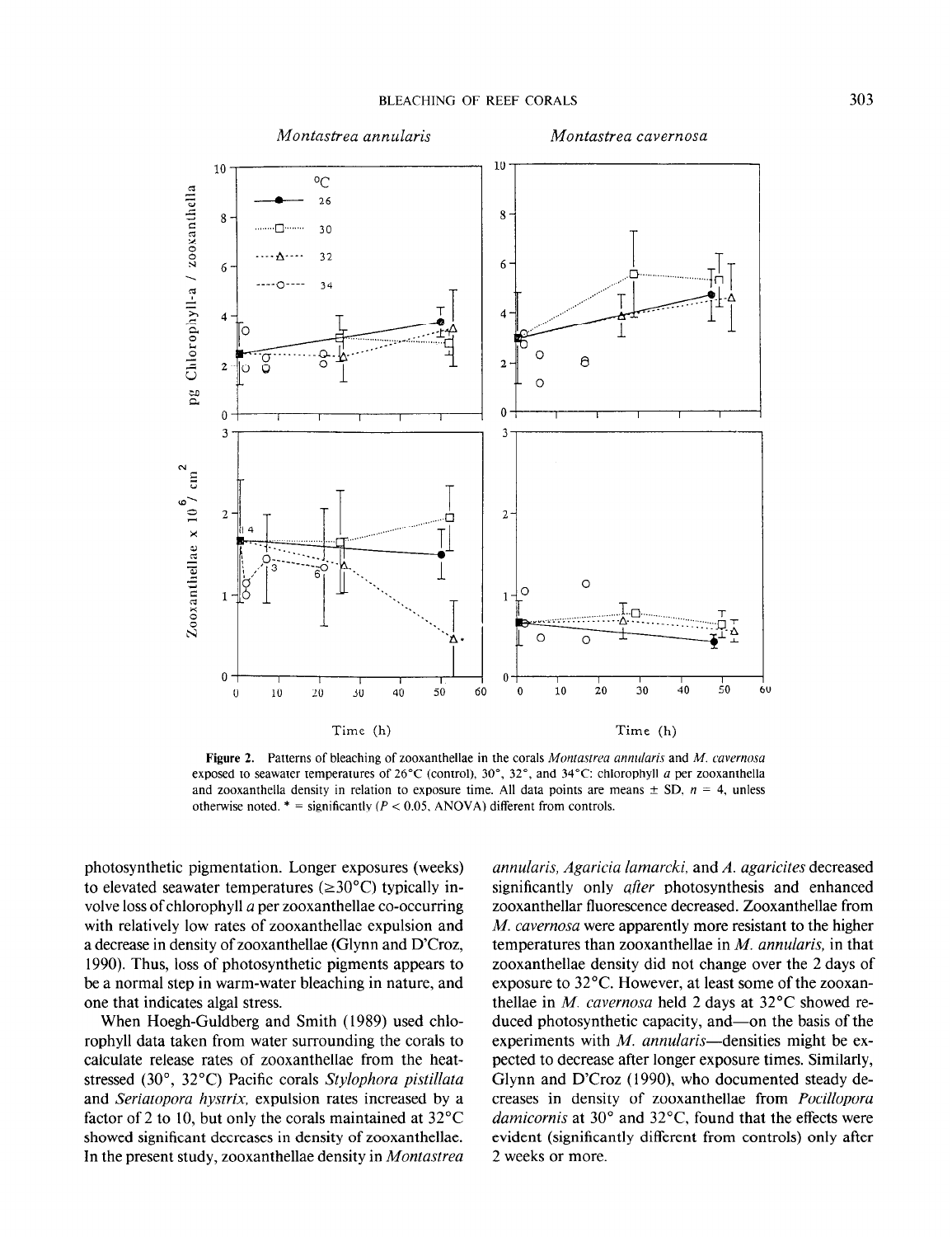Figure 2. Patterns of bleaching of zooxanthellae in the corals *Montastrea annularis* and *M. cavernosa* exposed to seawater temperatures of 26°C (control), 30°, 32°, and 34°C: chlorophyll *a* per zooxanthella and zooxanthella density in relation to exposure time. All data points are means ± SD, $n = 4$, unless otherwise noted. * = significantly ($P < 0.05$, ANOVA) different from controls.

photosynthetic pigmentation. Longer exposures (weeks) to elevated seawater temperatures (≥30°C) typically involve loss of chlorophyll *a* per zooxanthellae co-occurring with relatively low rates of zooxanthellae expulsion and a decrease in density of zooxanthellae (Glynn and D'Croz, 1990). Thus, loss of photosynthetic pigments appears to be a normal step in warm-water bleaching in nature, and one that indicates algal stress.

When Hoegh-Guldberg and Smith (1989) used chlorophyll data taken from water surrounding the corals to calculate release rates of zooxanthellae from the heat-stressed (30°, 32°C) Pacific corals *Stylophora pistillata* and *Seriatopora hystrix*, expulsion rates increased by a factor of 2 to 10, but only the corals maintained at 32°C showed significant decreases in density of zooxanthellae. In the present study, zooxanthellae density in *Montastrea annularis, Agaricia lamarcki,* and *A. agaricites* decreased significantly only *after* photosynthesis and enhanced zooxanthellar fluorescence decreased. Zooxanthellae from *M. cavernosa* were apparently more resistant to the higher temperatures than zooxanthellae in *M. annularis,* in that zooxanthellae density did not change over the 2 days of exposure to 32°C. However, at least some of the zooxanthellae in *M. cavernosa* held 2 days at 32°C showed reduced photosynthetic capacity, and—on the basis of the experiments with *M. annularis*—densities might be expected to decrease after longer exposure times. Similarly, Glynn and D'Croz (1990), who documented steady decreases in density of zooxanthellae from *Pocillopora damicornis* at 30° and 32°C, found that the effects were evident (significantly different from controls) only after 2 weeks or more.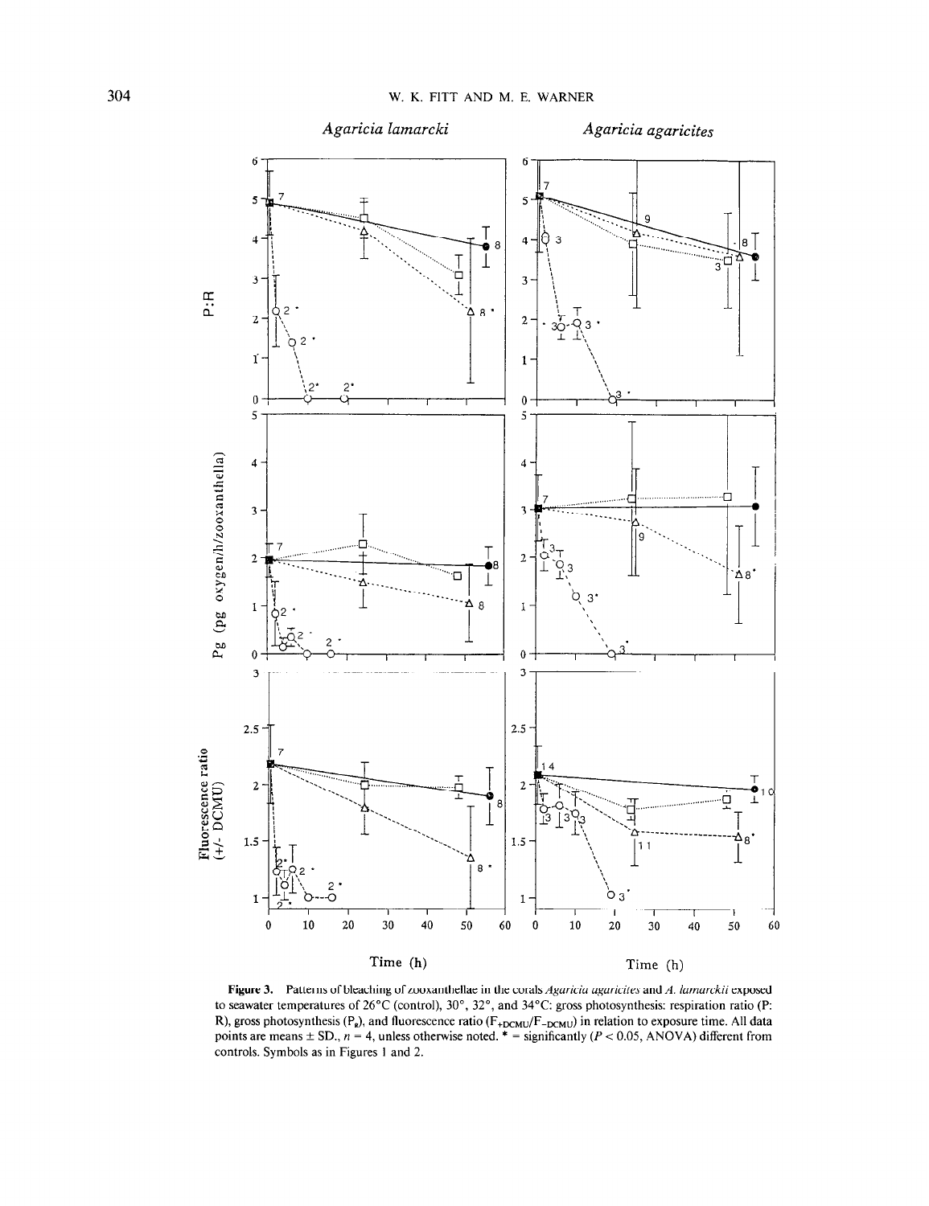Figure 3. Patterns of bleaching of zooxanthellae in the corals *Agaricia agaricites* and *A. lamarckii* exposed to seawater temperatures of 26°C (control), 30°, 32°, and 34°C: gross photosynthesis: respiration ratio (P: R), gross photosynthesis ($P_g$), and fluorescence ratio ($F_{+DCMU}/F_{-DCMU}$) in relation to exposure time. All data points are means ± SD., $n$ = 4, unless otherwise noted. * = significantly ($P < 0.05$, ANOVA) different from controls. Symbols as in Figures 1 and 2.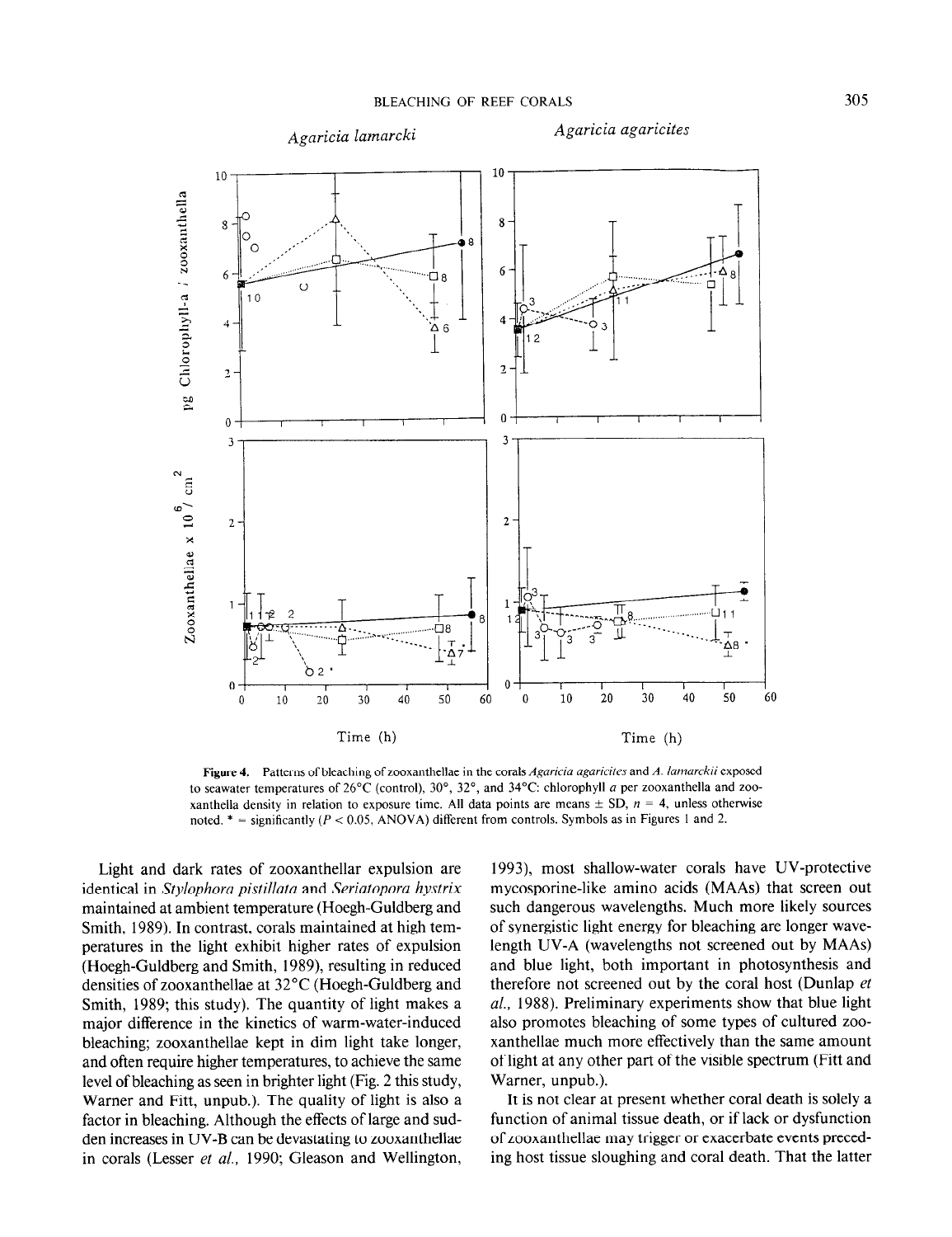Figure 4. Patterns of bleaching of zooxanthellae in the corals *Agaricia agaricites* and *A. lamarckii* exposed to seawater temperatures of 26°C (control), 30°, 32°, and 34°C: chlorophyll *a* per zooxanthella and zooxanthella density in relation to exposure time. All data points are means ± SD, $n = 4$, unless otherwise noted. * = significantly ($P < 0.05$, ANOVA) different from controls. Symbols as in Figures 1 and 2.

Light and dark rates of zooxanthellar expulsion are identical in *Stylophora pistillata* and *Seriatopora hystrix* maintained at ambient temperature (Hoegh-Guldberg and Smith, 1989). In contrast, corals maintained at high temperatures in the light exhibit higher rates of expulsion (Hoegh-Guldberg and Smith, 1989), resulting in reduced densities of zooxanthellae at 32°C (Hoegh-Guldberg and Smith, 1989; this study). The quantity of light makes a major difference in the kinetics of warm-water-induced bleaching; zooxanthellae kept in dim light take longer, and often require higher temperatures, to achieve the same level of bleaching as seen in brighter light (Fig. 2 this study, Warner and Fitt, unpub.). The quality of light is also a factor in bleaching. Although the effects of large and sudden increases in UV-B can be devastating to zooxanthellae in corals (Lesser *et al.,* 1990; Gleason and Wellington, 1993), most shallow-water corals have UV-protective mycosporine-like amino acids (MAAs) that screen out such dangerous wavelengths. Much more likely sources of synergistic light energy for bleaching are longer wavelength UV-A (wavelengths not screened out by MAAs) and blue light, both important in photosynthesis and therefore not screened out by the coral host (Dunlap *et al.,* 1988). Preliminary experiments show that blue light also promotes bleaching of some types of cultured zooxanthellae much more effectively than the same amount of light at any other part of the visible spectrum (Fitt and Warner, unpub.).

It is not clear at present whether coral death is solely a function of animal tissue death, or if lack or dysfunction of zooxanthellae may trigger or exacerbate events preceding host tissue sloughing and coral death. That the latter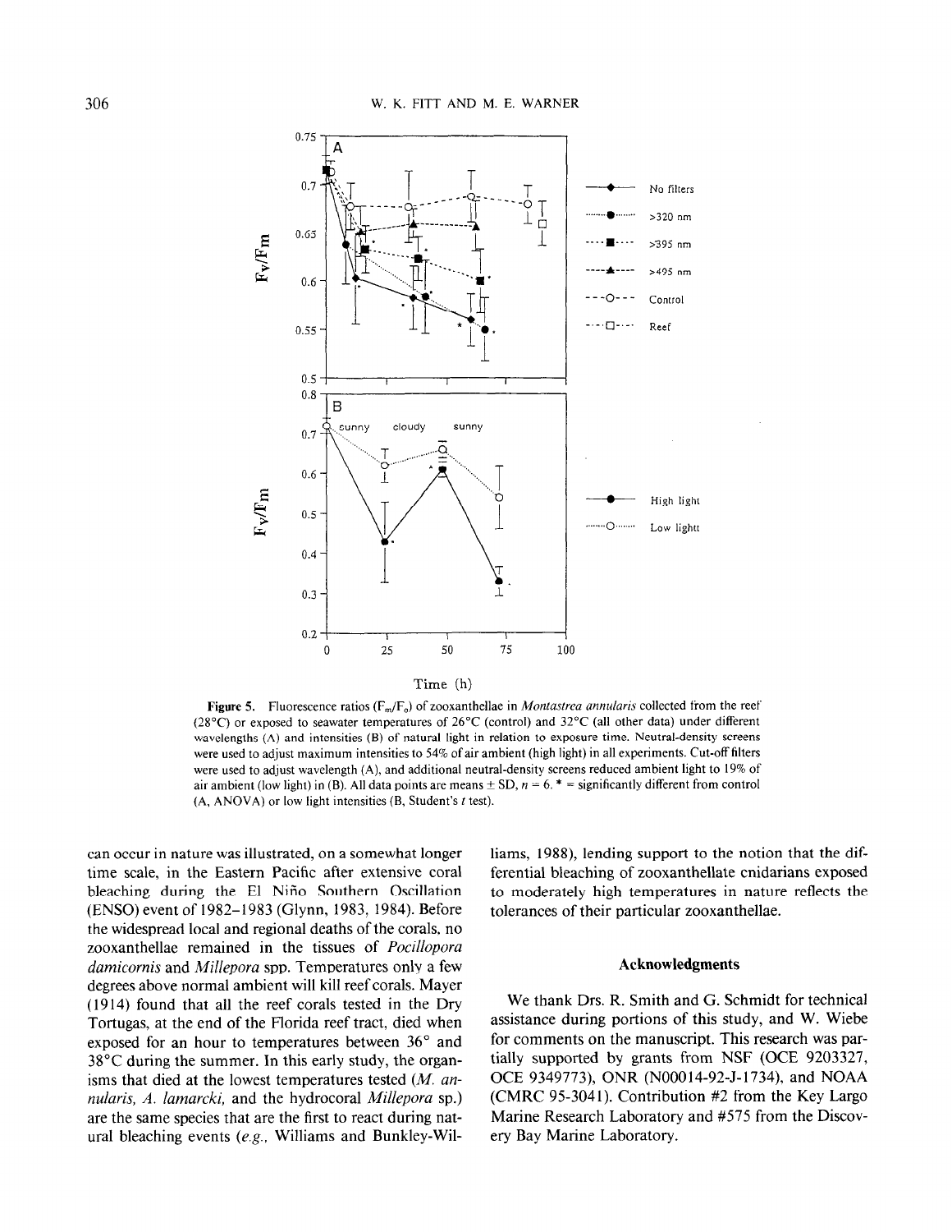Figure 5. Fluorescence ratios ($F_m/F_o$) of zooxanthellae in *Montastrea annularis* collected from the reef (28°C) or exposed to seawater temperatures of 26°C (control) and 32°C (all other data) under different wavelengths (A) and intensities (B) of natural light in relation to exposure time. Neutral-density screens were used to adjust maximum intensities to 54% of air ambient (high light) in all experiments. Cut-off filters were used to adjust wavelength (A), and additional neutral-density screens reduced ambient light to 19% of air ambient (low light) in (B). All data points are means ± SD, $n = 6$. * = significantly different from control (A, ANOVA) or low light intensities (B, Student's $t$ test).

can occur in nature was illustrated, on a somewhat longer time scale, in the Eastern Pacific after extensive coral bleaching during the El Niño Southern Oscillation (ENSO) event of 1982–1983 (Glynn, 1983, 1984). Before the widespread local and regional deaths of the corals, no zooxanthellae remained in the tissues of *Pocillopora damicornis* and *Millepora* spp. Temperatures only a few degrees above normal ambient will kill reef corals. Mayer (1914) found that all the reef corals tested in the Dry Tortugas, at the end of the Florida reef tract, died when exposed for an hour to temperatures between 36° and 38°C during the summer. In this early study, the organisms that died at the lowest temperatures tested (*M. annularis, A. lamarcki,* and the hydrocoral *Millepora* sp.) are the same species that are the first to react during natural bleaching events (*e.g.,* Williams and Bunkley-Williams, 1988), lending support to the notion that the differential bleaching of zooxanthellate cnidarians exposed to moderately high temperatures in nature reflects the tolerances of their particular zooxanthellae.

## Acknowledgments

We thank Drs. R. Smith and G. Schmidt for technical assistance during portions of this study, and W. Wiebe for comments on the manuscript. This research was partially supported by grants from NSF (OCE 9203327, OCE 9349773), ONR (N00014-92-J-1734), and NOAA (CMRC 95-3041). Contribution #2 from the Key Largo Marine Research Laboratory and #575 from the Discovery Bay Marine Laboratory.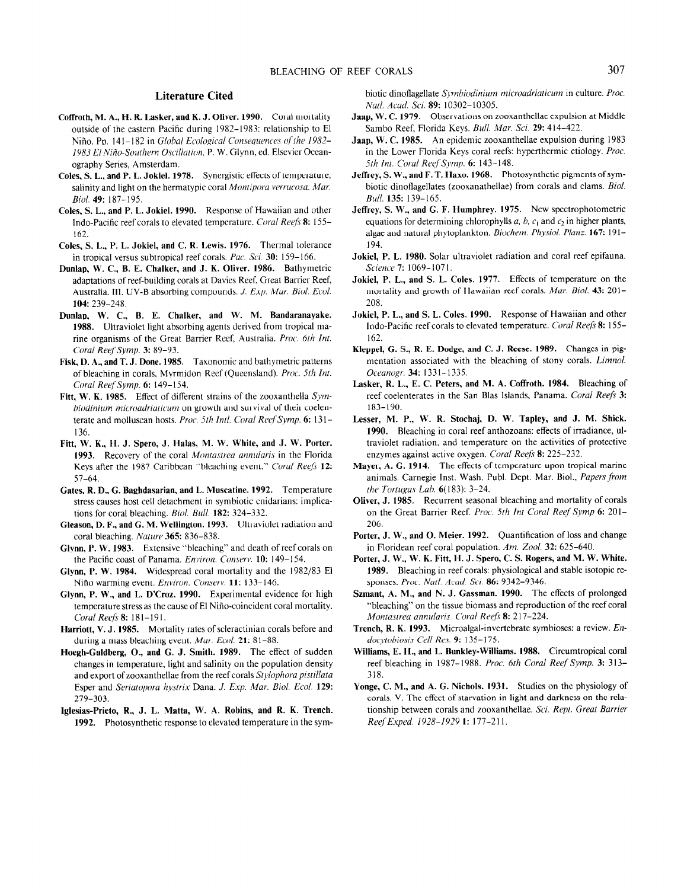## Literature Cited

**Coffroth, M. A., H. R. Lasker, and K. J. Oliver. 1990.** Coral mortality outside of the eastern Pacific during 1982–1983: relationship to El Niño. Pp. 141–182 in *Global Ecological Consequences of the 1982–1983 El Niño-Southern Oscillation*, P. W. Glynn, ed. Elsevier Oceanography Series, Amsterdam.

**Coles, S. L., and P. L. Jokiel. 1978.** Synergistic effects of temperature, salinity and light on the hermatypic coral *Montipora verrucosa*. *Mar. Biol.* **49:** 187–195.

**Coles, S. L., and P. L. Jokiel. 1990.** Response of Hawaiian and other Indo-Pacific reef corals to elevated temperature. *Coral Reefs* **8:** 155–162.

**Coles, S. L., P. L. Jokiel, and C. R. Lewis. 1976.** Thermal tolerance in tropical versus subtropical reef corals. *Pac. Sci.* **30:** 159–166.

**Dunlap, W. C., B. E. Chalker, and J. K. Oliver. 1986.** Bathymetric adaptations of reef-building corals at Davies Reef, Great Barrier Reef, Australia. III. UV-B absorbing compounds. *J. Exp. Mar. Biol. Ecol.* **104:** 239–248.

**Dunlap, W. C., B. E. Chalker, and W. M. Bandaranayake. 1988.** Ultraviolet light absorbing agents derived from tropical marine organisms of the Great Barrier Reef, Australia. *Proc. 6th Int. Coral Reef Symp.* **3:** 89–93.

**Fisk, D. A., and T. J. Done. 1985.** Taxonomic and bathymetric patterns of bleaching in corals, Myrmidon Reef (Queensland). *Proc. 5th Int. Coral Reef Symp.* **6:** 149–154.

**Fitt, W. K. 1985.** Effect of different strains of the zooxanthella *Symbiodinium microadriaticum* on growth and survival of their coelenterate and molluscan hosts. *Proc. 5th Intl. Coral Reef Symp.* **6:** 131–136.

**Fitt, W. K., H. J. Spero, J. Halas, M. W. White, and J. W. Porter. 1993.** Recovery of the coral *Montastrea annularis* in the Florida Keys after the 1987 Caribbean "bleaching event." *Coral Reefs* **12:** 57–64.

**Gates, R. D., G. Baghdasarian, and L. Muscatine. 1992.** Temperature stress causes host cell detachment in symbiotic cnidarians: implications for coral bleaching. *Biol. Bull.* **182:** 324–332.

**Gleason, D. F., and G. M. Wellington. 1993.** Ultraviolet radiation and coral bleaching. *Nature* **365:** 836–838.

**Glynn, P. W. 1983.** Extensive "bleaching" and death of reef corals on the Pacific coast of Panama. *Environ. Conserv.* **10:** 149–154.

**Glynn, P. W. 1984.** Widespread coral mortality and the 1982/83 El Niño warming event. *Environ. Conserv.* **11:** 133–146.

**Glynn, P. W., and L. D'Croz. 1990.** Experimental evidence for high temperature stress as the cause of El Niño-coincident coral mortality. *Coral Reefs* **8:** 181–191.

**Harriott, V. J. 1985.** Mortality rates of scleractinian corals before and during a mass bleaching event. *Mar. Ecol.* **21:** 81–88.

**Hoegh-Guldberg, O., and G. J. Smith. 1989.** The effect of sudden changes in temperature, light and salinity on the population density and export of zooxanthellae from the reef corals *Stylophora pistillata* Esper and *Seriatopora hystrix* Dana. *J. Exp. Mar. Biol. Ecol.* **129:** 279–303.

**Iglesias-Prieto, R., J. L. Matta, W. A. Robins, and R. K. Trench. 1992.** Photosynthetic response to elevated temperature in the symbiotic dinoflagellate *Symbiodinium microadriaticum* in culture. *Proc. Natl. Acad. Sci.* **89:** 10302–10305.

**Jaap, W. C. 1979.** Observations on zooxanthellae expulsion at Middle Sambo Reef, Florida Keys. *Bull. Mar. Sci.* **29:** 414–422.

**Jaap, W. C. 1985.** An epidemic zooxanthellae expulsion during 1983 in the Lower Florida Keys coral reefs: hyperthermic etiology. *Proc. 5th Int. Coral Reef Symp.* **6:** 143–148.

**Jeffrey, S. W., and F. T. Haxo. 1968.** Photosynthetic pigments of symbiotic dinoflagellates (zooxanathellae) from corals and clams. *Biol. Bull.* **135:** 139–165.

**Jeffrey, S. W., and G. F. Humphrey. 1975.** New spectrophotometric equations for determining chlorophylls *a*, *b*, $c_1$ and $c_2$ in higher plants, algae and natural phytoplankton. *Biochem. Physiol. Planz.* **167:** 191–194.

**Jokiel, P. L. 1980.** Solar ultraviolet radiation and coral reef epifauna. *Science* **7:** 1069–1071.

**Jokiel, P. L., and S. L. Coles. 1977.** Effects of temperature on the mortality and growth of Hawaiian reef corals. *Mar. Biol.* **43:** 201–208.

**Jokiel, P. L., and S. L. Coles. 1990.** Response of Hawaiian and other Indo-Pacific reef corals to elevated temperature. *Coral Reefs* **8:** 155–162.

**Kleppel, G. S., R. E. Dodge, and C. J. Reese. 1989.** Changes in pigmentation associated with the bleaching of stony corals. *Limnol. Oceanogr.* **34:** 1331–1335.

**Lasker, R. L., E. C. Peters, and M. A. Coffroth. 1984.** Bleaching of reef coelenterates in the San Blas Islands, Panama. *Coral Reefs* **3:** 183–190.

**Lesser, M. P., W. R. Stochaj, D. W. Tapley, and J. M. Shick. 1990.** Bleaching in coral reef anthozoans: effects of irradiance, ultraviolet radiation, and temperature on the activities of protective enzymes against active oxygen. *Coral Reefs* **8:** 225–232.

**Mayer, A. G. 1914.** The effects of temperature upon tropical marine animals. Carnegie Inst. Wash. Publ. Dept. Mar. Biol., *Papers from the Tortugas Lab.* **6**(183): 3–24.

**Oliver, J. 1985.** Recurrent seasonal bleaching and mortality of corals on the Great Barrier Reef. *Proc. 5th Int Coral Reef Symp* **6:** 201–206.

**Porter, J. W., and O. Meier. 1992.** Quantification of loss and change in Floridean reef coral population. *Am. Zool.* **32:** 625–640.

**Porter, J. W., W. K. Fitt, H. J. Spero, C. S. Rogers, and M. W. White. 1989.** Bleaching in reef corals: physiological and stable isotopic responses. *Proc. Natl. Acad. Sci.* **86:** 9342–9346.

**Szmant, A. M., and N. J. Gassman. 1990.** The effects of prolonged "bleaching" on the tissue biomass and reproduction of the reef coral *Montastrea annularis*. *Coral Reefs* **8:** 217–224.

**Trench, R. K. 1993.** Microalgal-invertebrate symbioses: a review. *Endocytobiosis Cell Res.* **9:** 135–175.

**Williams, E. H., and L. Bunkley-Williams. 1988.** Circumtropical coral reef bleaching in 1987–1988. *Proc. 6th Coral Reef Symp.* **3:** 313–318.

**Yonge, C. M., and A. G. Nichols. 1931.** Studies on the physiology of corals. V. The effect of starvation in light and darkness on the relationship between corals and zooxanthellae. *Sci. Rept. Great Barrier Reef Exped. 1928–1929* **1:** 177–211.